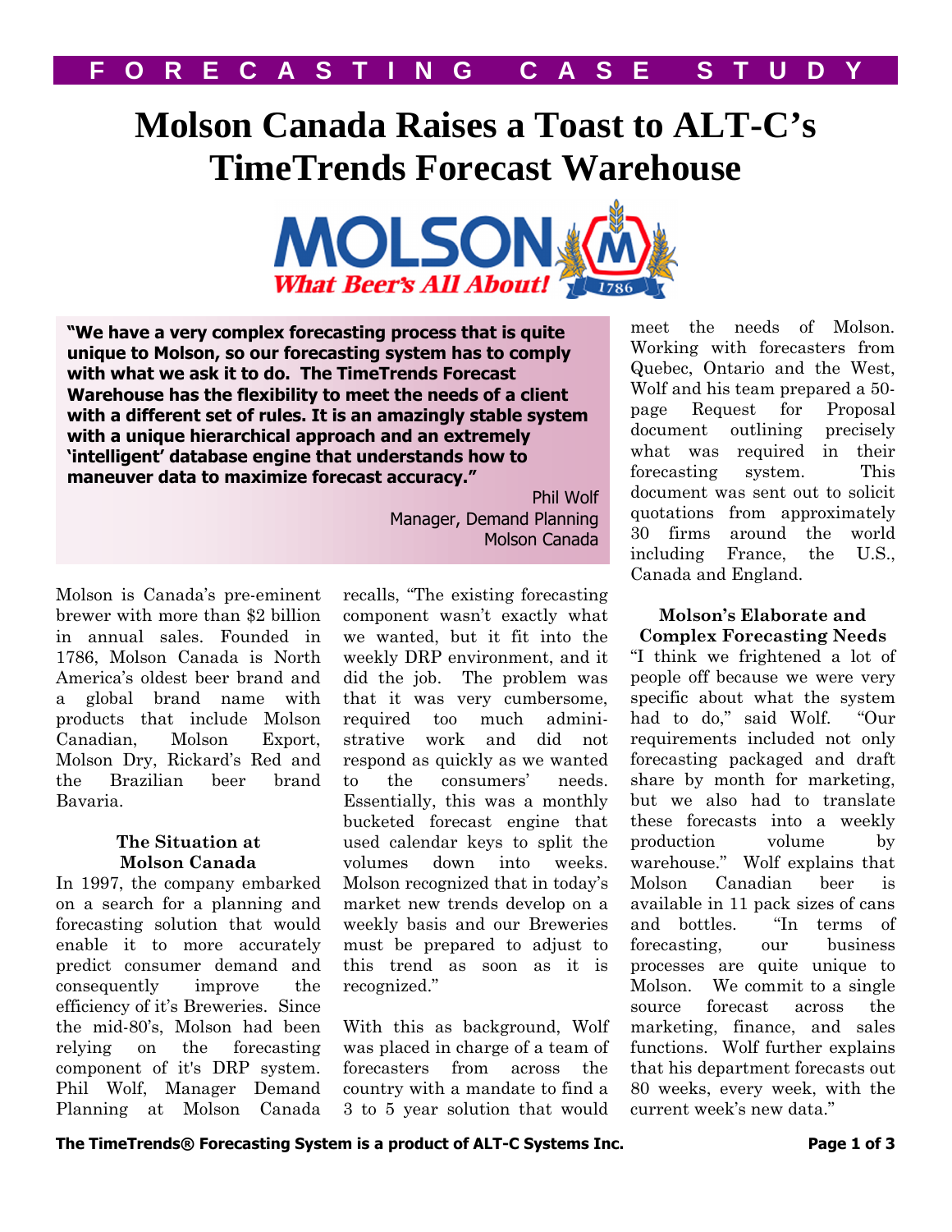FORECASTING CASE STUDY

# Molson Canada Raises a Toast to ALT-C's TimeTrends Forecast Warehouse

MOLSON
*What Beer's All About!*
1786

> **"We have a very complex forecasting process that is quite unique to Molson, so our forecasting system has to comply with what we ask it to do. The TimeTrends Forecast Warehouse has the flexibility to meet the needs of a client with a different set of rules. It is an amazingly stable system with a unique hierarchical approach and an extremely 'intelligent' database engine that understands how to maneuver data to maximize forecast accuracy."**
>
> Phil Wolf
> Manager, Demand Planning
> Molson Canada

Molson is Canada's pre-eminent brewer with more than $2 billion in annual sales. Founded in 1786, Molson Canada is North America's oldest beer brand and a global brand name with products that include Molson Canadian, Molson Export, Molson Dry, Rickard's Red and the Brazilian beer brand Bavaria.

### The Situation at Molson Canada

In 1997, the company embarked on a search for a planning and forecasting solution that would enable it to more accurately predict consumer demand and consequently improve the efficiency of it's Breweries. Since the mid-80's, Molson had been relying on the forecasting component of it's DRP system. Phil Wolf, Manager Demand Planning at Molson Canada recalls, "The existing forecasting component wasn't exactly what we wanted, but it fit into the weekly DRP environment, and it did the job. The problem was that it was very cumbersome, required too much administrative work and did not respond as quickly as we wanted to the consumers' needs. Essentially, this was a monthly bucketed forecast engine that used calendar keys to split the volumes down into weeks. Molson recognized that in today's market new trends develop on a weekly basis and our Breweries must be prepared to adjust to this trend as soon as it is recognized."

With this as background, Wolf was placed in charge of a team of forecasters from across the country with a mandate to find a 3 to 5 year solution that would meet the needs of Molson. Working with forecasters from Quebec, Ontario and the West, Wolf and his team prepared a 50-page Request for Proposal document outlining precisely what was required in their forecasting system. This document was sent out to solicit quotations from approximately 30 firms around the world including France, the U.S., Canada and England.

### Molson's Elaborate and Complex Forecasting Needs

"I think we frightened a lot of people off because we were very specific about what the system had to do," said Wolf. "Our requirements included not only forecasting packaged and draft share by month for marketing, but we also had to translate these forecasts into a weekly production volume by warehouse." Wolf explains that Molson Canadian beer is available in 11 pack sizes of cans and bottles. "In terms of forecasting, our business processes are quite unique to Molson. We commit to a single source forecast across the marketing, finance, and sales functions. Wolf further explains that his department forecasts out 80 weeks, every week, with the current week's new data."

**The TimeTrends® Forecasting System is a product of ALT-C Systems Inc.**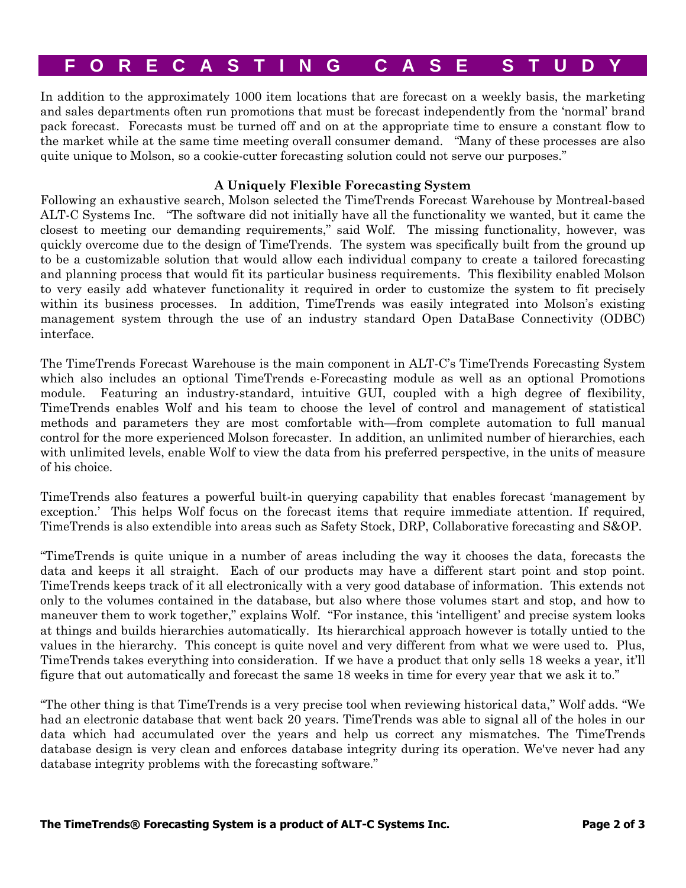# FORECASTING CASE STUDY

In addition to the approximately 1000 item locations that are forecast on a weekly basis, the marketing and sales departments often run promotions that must be forecast independently from the 'normal' brand pack forecast. Forecasts must be turned off and on at the appropriate time to ensure a constant flow to the market while at the same time meeting overall consumer demand. "Many of these processes are also quite unique to Molson, so a cookie-cutter forecasting solution could not serve our purposes."

### A Uniquely Flexible Forecasting System

Following an exhaustive search, Molson selected the TimeTrends Forecast Warehouse by Montreal-based ALT-C Systems Inc. "The software did not initially have all the functionality we wanted, but it came the closest to meeting our demanding requirements," said Wolf. The missing functionality, however, was quickly overcome due to the design of TimeTrends. The system was specifically built from the ground up to be a customizable solution that would allow each individual company to create a tailored forecasting and planning process that would fit its particular business requirements. This flexibility enabled Molson to very easily add whatever functionality it required in order to customize the system to fit precisely within its business processes. In addition, TimeTrends was easily integrated into Molson's existing management system through the use of an industry standard Open DataBase Connectivity (ODBC) interface.

The TimeTrends Forecast Warehouse is the main component in ALT-C's TimeTrends Forecasting System which also includes an optional TimeTrends e-Forecasting module as well as an optional Promotions module. Featuring an industry-standard, intuitive GUI, coupled with a high degree of flexibility, TimeTrends enables Wolf and his team to choose the level of control and management of statistical methods and parameters they are most comfortable with—from complete automation to full manual control for the more experienced Molson forecaster. In addition, an unlimited number of hierarchies, each with unlimited levels, enable Wolf to view the data from his preferred perspective, in the units of measure of his choice.

TimeTrends also features a powerful built-in querying capability that enables forecast 'management by exception.' This helps Wolf focus on the forecast items that require immediate attention. If required, TimeTrends is also extendible into areas such as Safety Stock, DRP, Collaborative forecasting and S&OP.

"TimeTrends is quite unique in a number of areas including the way it chooses the data, forecasts the data and keeps it all straight. Each of our products may have a different start point and stop point. TimeTrends keeps track of it all electronically with a very good database of information. This extends not only to the volumes contained in the database, but also where those volumes start and stop, and how to maneuver them to work together," explains Wolf. "For instance, this 'intelligent' and precise system looks at things and builds hierarchies automatically. Its hierarchical approach however is totally untied to the values in the hierarchy. This concept is quite novel and very different from what we were used to. Plus, TimeTrends takes everything into consideration. If we have a product that only sells 18 weeks a year, it'll figure that out automatically and forecast the same 18 weeks in time for every year that we ask it to."

"The other thing is that TimeTrends is a very precise tool when reviewing historical data," Wolf adds. "We had an electronic database that went back 20 years. TimeTrends was able to signal all of the holes in our data which had accumulated over the years and help us correct any mismatches. The TimeTrends database design is very clean and enforces database integrity during its operation. We've never had any database integrity problems with the forecasting software."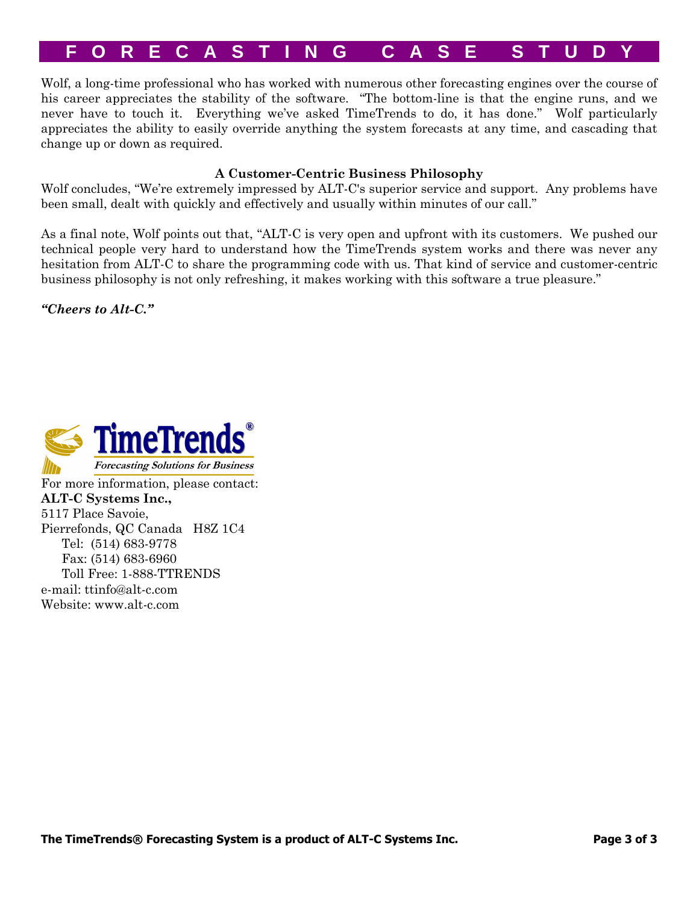# F O R E C A S T I N G   C A S E   S T U D Y

Wolf, a long-time professional who has worked with numerous other forecasting engines over the course of his career appreciates the stability of the software. "The bottom-line is that the engine runs, and we never have to touch it. Everything we've asked TimeTrends to do, it has done." Wolf particularly appreciates the ability to easily override anything the system forecasts at any time, and cascading that change up or down as required.

### A Customer-Centric Business Philosophy

Wolf concludes, "We're extremely impressed by ALT-C's superior service and support. Any problems have been small, dealt with quickly and effectively and usually within minutes of our call."

As a final note, Wolf points out that, "ALT-C is very open and upfront with its customers. We pushed our technical people very hard to understand how the TimeTrends system works and there was never any hesitation from ALT-C to share the programming code with us. That kind of service and customer-centric business philosophy is not only refreshing, it makes working with this software a true pleasure."

***"Cheers to Alt-C."***

TimeTrends®
*Forecasting Solutions for Business*

For more information, please contact:
**ALT-C Systems Inc.,**
5117 Place Savoie,
Pierrefonds, QC Canada H8Z 1C4
Tel: (514) 683-9778
Fax: (514) 683-6960
Toll Free: 1-888-TTRENDS
e-mail: ttinfo@alt-c.com
Website: www.alt-c.com

**The TimeTrends® Forecasting System is a product of ALT-C Systems Inc.**